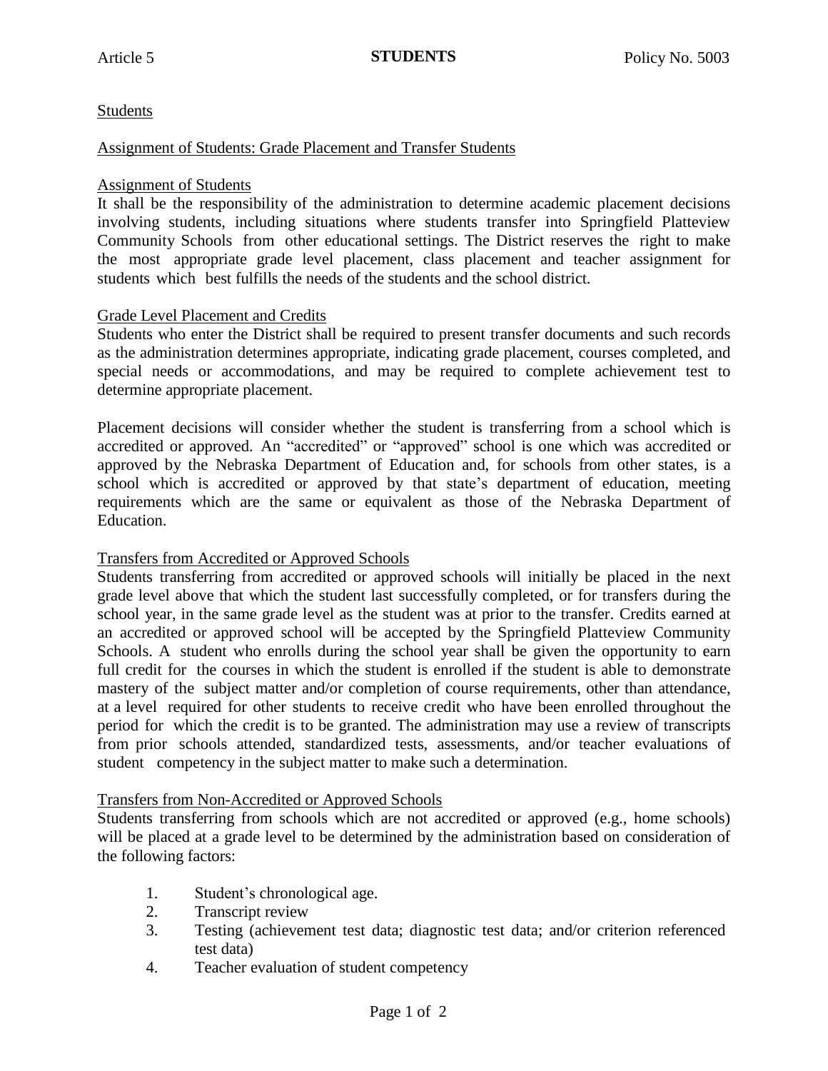Article 5 **STUDENTS** Policy No. 5003

## Students

### Assignment of Students: Grade Placement and Transfer Students

#### Assignment of Students

It shall be the responsibility of the administration to determine academic placement decisions involving students, including situations where students transfer into Springfield Platteview Community Schools from other educational settings. The District reserves the right to make the most appropriate grade level placement, class placement and teacher assignment for students which best fulfills the needs of the students and the school district.

#### Grade Level Placement and Credits

Students who enter the District shall be required to present transfer documents and such records as the administration determines appropriate, indicating grade placement, courses completed, and special needs or accommodations, and may be required to complete achievement test to determine appropriate placement.

Placement decisions will consider whether the student is transferring from a school which is accredited or approved. An "accredited" or "approved" school is one which was accredited or approved by the Nebraska Department of Education and, for schools from other states, is a school which is accredited or approved by that state's department of education, meeting requirements which are the same or equivalent as those of the Nebraska Department of Education.

#### Transfers from Accredited or Approved Schools

Students transferring from accredited or approved schools will initially be placed in the next grade level above that which the student last successfully completed, or for transfers during the school year, in the same grade level as the student was at prior to the transfer. Credits earned at an accredited or approved school will be accepted by the Springfield Platteview Community Schools. A student who enrolls during the school year shall be given the opportunity to earn full credit for the courses in which the student is enrolled if the student is able to demonstrate mastery of the subject matter and/or completion of course requirements, other than attendance, at a level required for other students to receive credit who have been enrolled throughout the period for which the credit is to be granted. The administration may use a review of transcripts from prior schools attended, standardized tests, assessments, and/or teacher evaluations of student competency in the subject matter to make such a determination.

#### Transfers from Non-Accredited or Approved Schools

Students transferring from schools which are not accredited or approved (e.g., home schools) will be placed at a grade level to be determined by the administration based on consideration of the following factors:

1. Student's chronological age.
2. Transcript review
3. Testing (achievement test data; diagnostic test data; and/or criterion referenced test data)
4. Teacher evaluation of student competency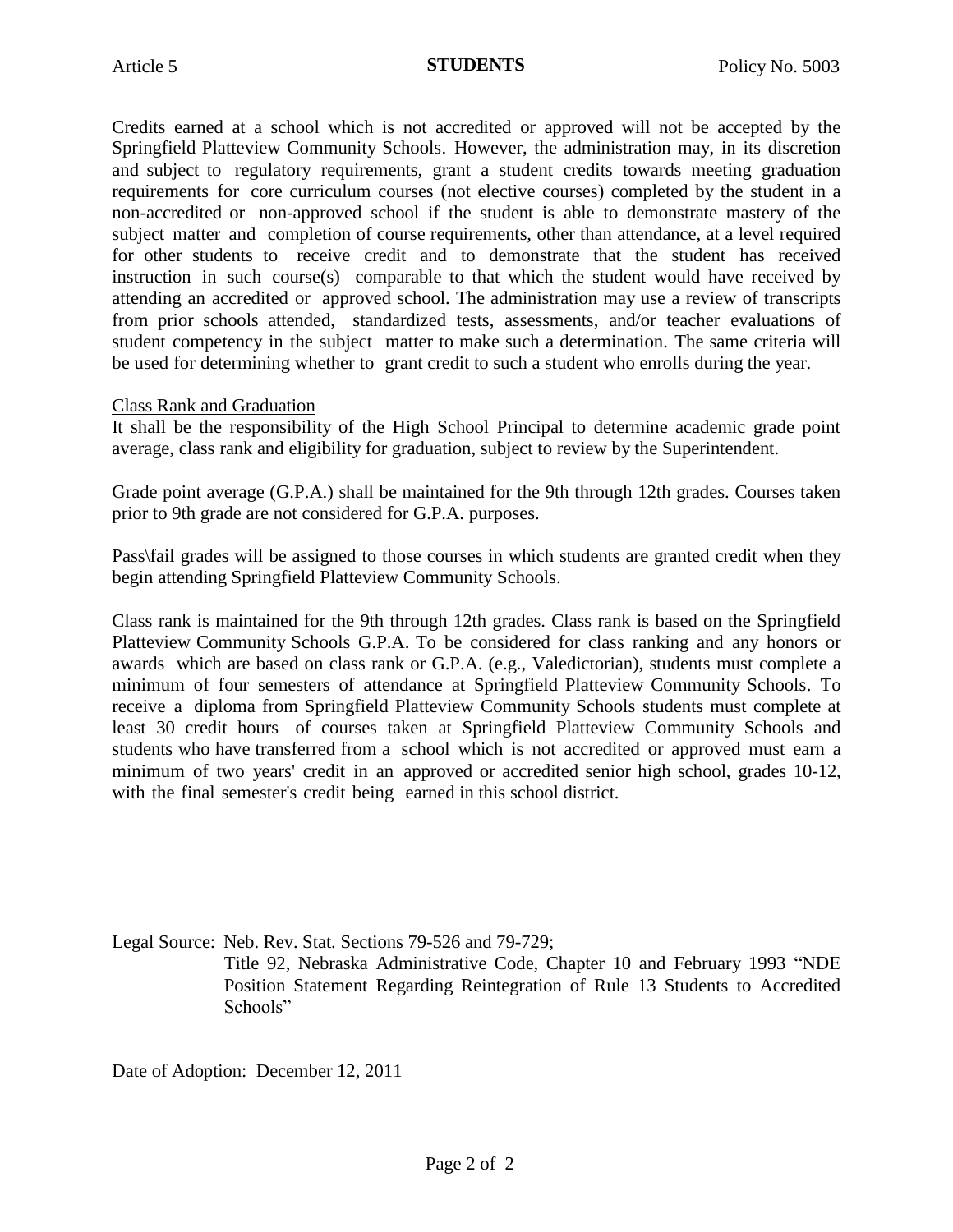Credits earned at a school which is not accredited or approved will not be accepted by the Springfield Platteview Community Schools. However, the administration may, in its discretion and subject to regulatory requirements, grant a student credits towards meeting graduation requirements for core curriculum courses (not elective courses) completed by the student in a non-accredited or non-approved school if the student is able to demonstrate mastery of the subject matter and completion of course requirements, other than attendance, at a level required for other students to receive credit and to demonstrate that the student has received instruction in such course(s) comparable to that which the student would have received by attending an accredited or approved school. The administration may use a review of transcripts from prior schools attended, standardized tests, assessments, and/or teacher evaluations of student competency in the subject matter to make such a determination. The same criteria will be used for determining whether to grant credit to such a student who enrolls during the year.

<u>Class Rank and Graduation</u>

It shall be the responsibility of the High School Principal to determine academic grade point average, class rank and eligibility for graduation, subject to review by the Superintendent.

Grade point average (G.P.A.) shall be maintained for the 9th through 12th grades. Courses taken prior to 9th grade are not considered for G.P.A. purposes.

Pass\fail grades will be assigned to those courses in which students are granted credit when they begin attending Springfield Platteview Community Schools.

Class rank is maintained for the 9th through 12th grades. Class rank is based on the Springfield Platteview Community Schools G.P.A. To be considered for class ranking and any honors or awards which are based on class rank or G.P.A. (e.g., Valedictorian), students must complete a minimum of four semesters of attendance at Springfield Platteview Community Schools. To receive a diploma from Springfield Platteview Community Schools students must complete at least 30 credit hours of courses taken at Springfield Platteview Community Schools and students who have transferred from a school which is not accredited or approved must earn a minimum of two years' credit in an approved or accredited senior high school, grades 10-12, with the final semester's credit being earned in this school district.

Legal Source: Neb. Rev. Stat. Sections 79-526 and 79-729;
Title 92, Nebraska Administrative Code, Chapter 10 and February 1993 "NDE Position Statement Regarding Reintegration of Rule 13 Students to Accredited Schools"

Date of Adoption: December 12, 2011